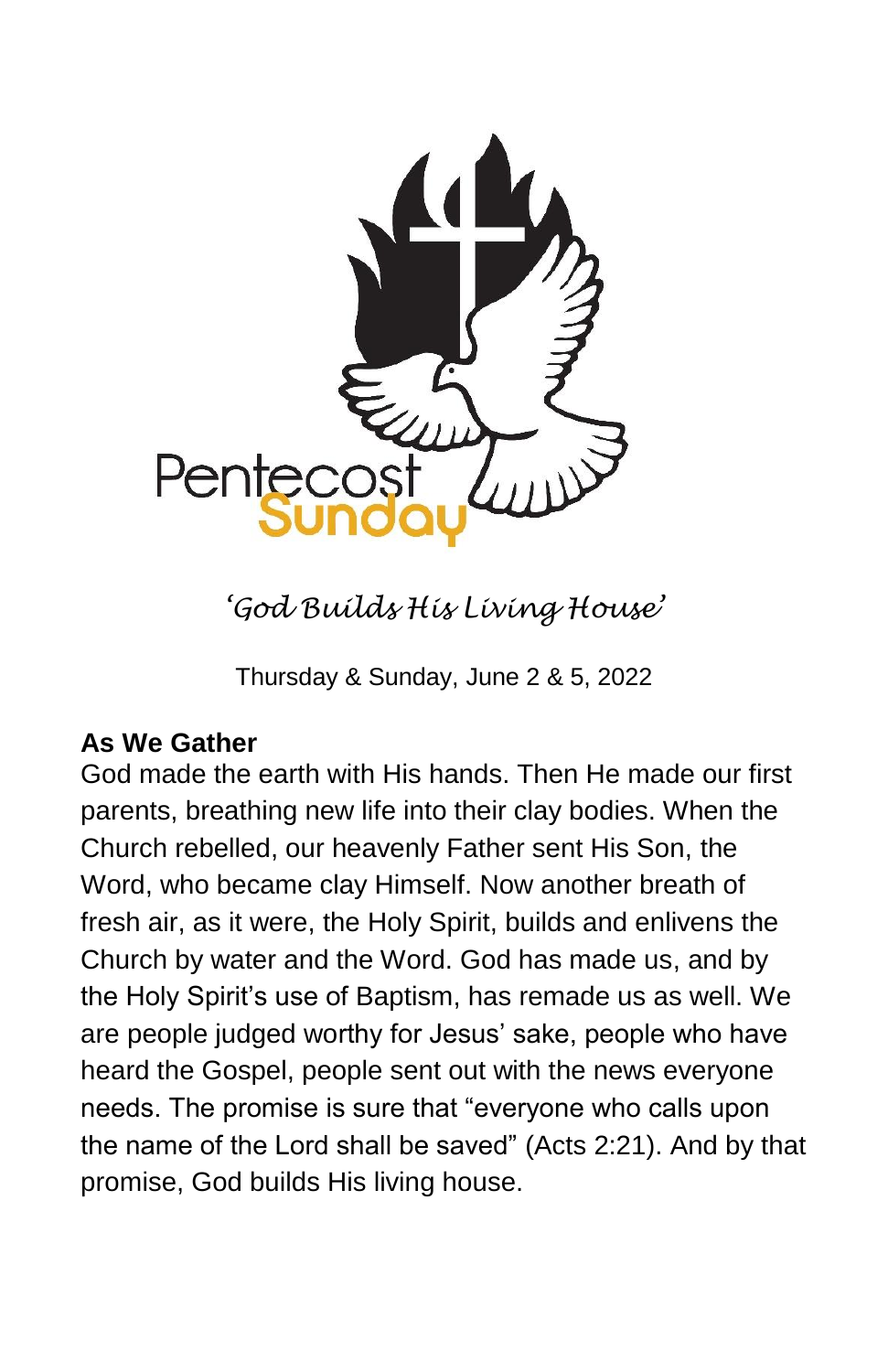Pentecost Sunday

*'God Builds His Living House'*

Thursday & Sunday, June 2 & 5, 2022

**As We Gather**

God made the earth with His hands. Then He made our first parents, breathing new life into their clay bodies. When the Church rebelled, our heavenly Father sent His Son, the Word, who became clay Himself. Now another breath of fresh air, as it were, the Holy Spirit, builds and enlivens the Church by water and the Word. God has made us, and by the Holy Spirit's use of Baptism, has remade us as well. We are people judged worthy for Jesus' sake, people who have heard the Gospel, people sent out with the news everyone needs. The promise is sure that "everyone who calls upon the name of the Lord shall be saved" (Acts 2:21). And by that promise, God builds His living house.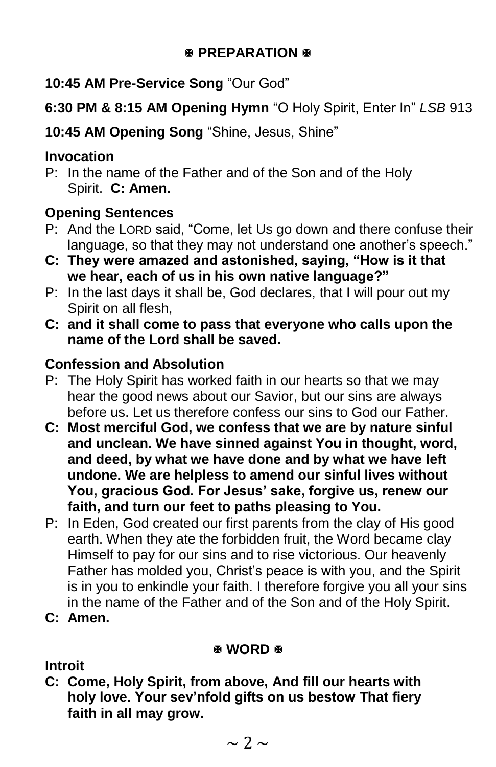## ✠ PREPARATION ✠

**10:45 AM Pre-Service Song** "Our God"

**6:30 PM & 8:15 AM Opening Hymn** "O Holy Spirit, Enter In" *LSB* 913

**10:45 AM Opening Song** "Shine, Jesus, Shine"

### Invocation

P: In the name of the Father and of the Son and of the Holy Spirit. **C: Amen.**

### Opening Sentences

P: And the LORD said, "Come, let Us go down and there confuse their language, so that they may not understand one another's speech."

**C: They were amazed and astonished, saying, "How is it that we hear, each of us in his own native language?"**

P: In the last days it shall be, God declares, that I will pour out my Spirit on all flesh,

**C: and it shall come to pass that everyone who calls upon the name of the Lord shall be saved.**

### Confession and Absolution

P: The Holy Spirit has worked faith in our hearts so that we may hear the good news about our Savior, but our sins are always before us. Let us therefore confess our sins to God our Father.

**C: Most merciful God, we confess that we are by nature sinful and unclean. We have sinned against You in thought, word, and deed, by what we have done and by what we have left undone. We are helpless to amend our sinful lives without You, gracious God. For Jesus' sake, forgive us, renew our faith, and turn our feet to paths pleasing to You.**

P: In Eden, God created our first parents from the clay of His good earth. When they ate the forbidden fruit, the Word became clay Himself to pay for our sins and to rise victorious. Our heavenly Father has molded you, Christ's peace is with you, and the Spirit is in you to enkindle your faith. I therefore forgive you all your sins in the name of the Father and of the Son and of the Holy Spirit.

**C: Amen.**

## ✠ WORD ✠

### Introit

**C: Come, Holy Spirit, from above, And fill our hearts with holy love. Your sev'nfold gifts on us bestow That fiery faith in all may grow.**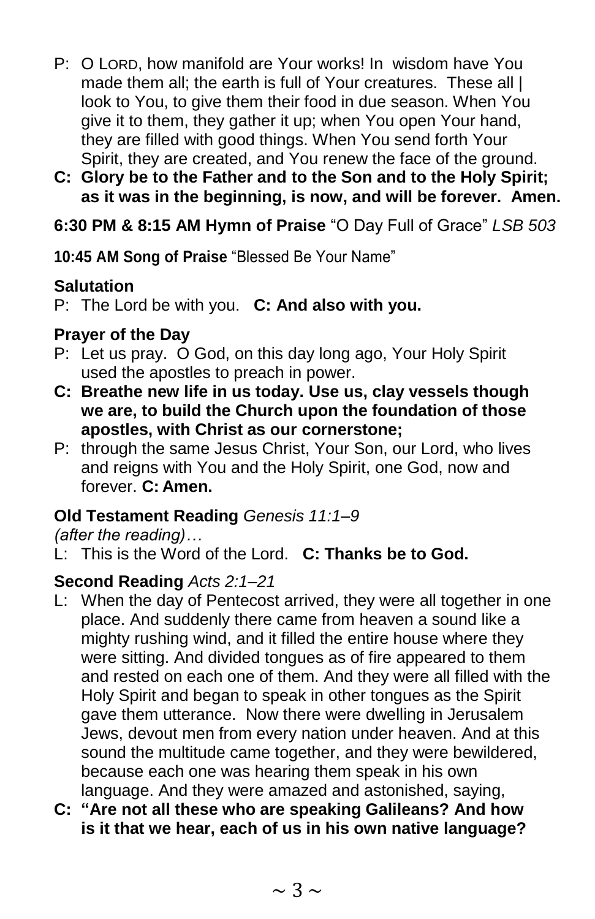P: O LORD, how manifold are Your works! In wisdom have You made them all; the earth is full of Your creatures. These all | look to You, to give them their food in due season. When You give it to them, they gather it up; when You open Your hand, they are filled with good things. When You send forth Your Spirit, they are created, and You renew the face of the ground.

**C: Glory be to the Father and to the Son and to the Holy Spirit; as it was in the beginning, is now, and will be forever. Amen.**

**6:30 PM & 8:15 AM Hymn of Praise** "O Day Full of Grace" *LSB 503*

**10:45 AM Song of Praise** "Blessed Be Your Name"

**Salutation**

P: The Lord be with you. **C: And also with you.**

**Prayer of the Day**

P: Let us pray. O God, on this day long ago, Your Holy Spirit used the apostles to preach in power.

**C: Breathe new life in us today. Use us, clay vessels though we are, to build the Church upon the foundation of those apostles, with Christ as our cornerstone;**

P: through the same Jesus Christ, Your Son, our Lord, who lives and reigns with You and the Holy Spirit, one God, now and forever. **C: Amen.**

**Old Testament Reading** *Genesis 11:1–9*

*(after the reading)…*

L: This is the Word of the Lord. **C: Thanks be to God.**

**Second Reading** *Acts 2:1–21*

L: When the day of Pentecost arrived, they were all together in one place. And suddenly there came from heaven a sound like a mighty rushing wind, and it filled the entire house where they were sitting. And divided tongues as of fire appeared to them and rested on each one of them. And they were all filled with the Holy Spirit and began to speak in other tongues as the Spirit gave them utterance. Now there were dwelling in Jerusalem Jews, devout men from every nation under heaven. And at this sound the multitude came together, and they were bewildered, because each one was hearing them speak in his own language. And they were amazed and astonished, saying,

**C: "Are not all these who are speaking Galileans? And how is it that we hear, each of us in his own native language?**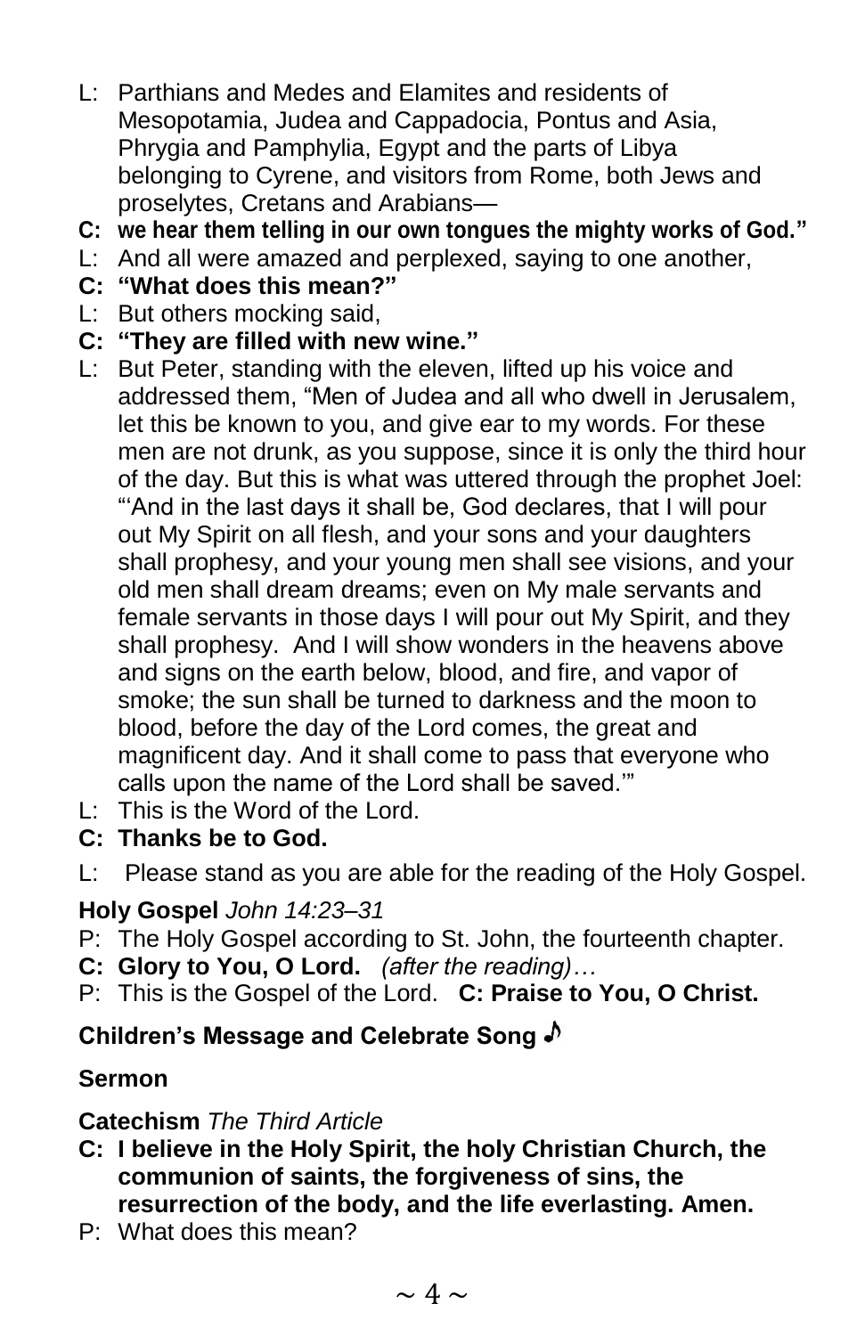L: Parthians and Medes and Elamites and residents of Mesopotamia, Judea and Cappadocia, Pontus and Asia, Phrygia and Pamphylia, Egypt and the parts of Libya belonging to Cyrene, and visitors from Rome, both Jews and proselytes, Cretans and Arabians—

**C: we hear them telling in our own tongues the mighty works of God."**

L: And all were amazed and perplexed, saying to one another,

**C: "What does this mean?"**

L: But others mocking said,

**C: "They are filled with new wine."**

L: But Peter, standing with the eleven, lifted up his voice and addressed them, "Men of Judea and all who dwell in Jerusalem, let this be known to you, and give ear to my words. For these men are not drunk, as you suppose, since it is only the third hour of the day. But this is what was uttered through the prophet Joel: "'And in the last days it shall be, God declares, that I will pour out My Spirit on all flesh, and your sons and your daughters shall prophesy, and your young men shall see visions, and your old men shall dream dreams; even on My male servants and female servants in those days I will pour out My Spirit, and they shall prophesy. And I will show wonders in the heavens above and signs on the earth below, blood, and fire, and vapor of smoke; the sun shall be turned to darkness and the moon to blood, before the day of the Lord comes, the great and magnificent day. And it shall come to pass that everyone who calls upon the name of the Lord shall be saved.'"

L: This is the Word of the Lord.

**C: Thanks be to God.**

L: Please stand as you are able for the reading of the Holy Gospel.

**Holy Gospel** *John 14:23–31*

P: The Holy Gospel according to St. John, the fourteenth chapter.

**C: Glory to You, O Lord.** *(after the reading)…*

P: This is the Gospel of the Lord. **C: Praise to You, O Christ.**

**Children's Message and Celebrate Song ♪**

**Sermon**

**Catechism** *The Third Article*

**C: I believe in the Holy Spirit, the holy Christian Church, the communion of saints, the forgiveness of sins, the resurrection of the body, and the life everlasting. Amen.**

P: What does this mean?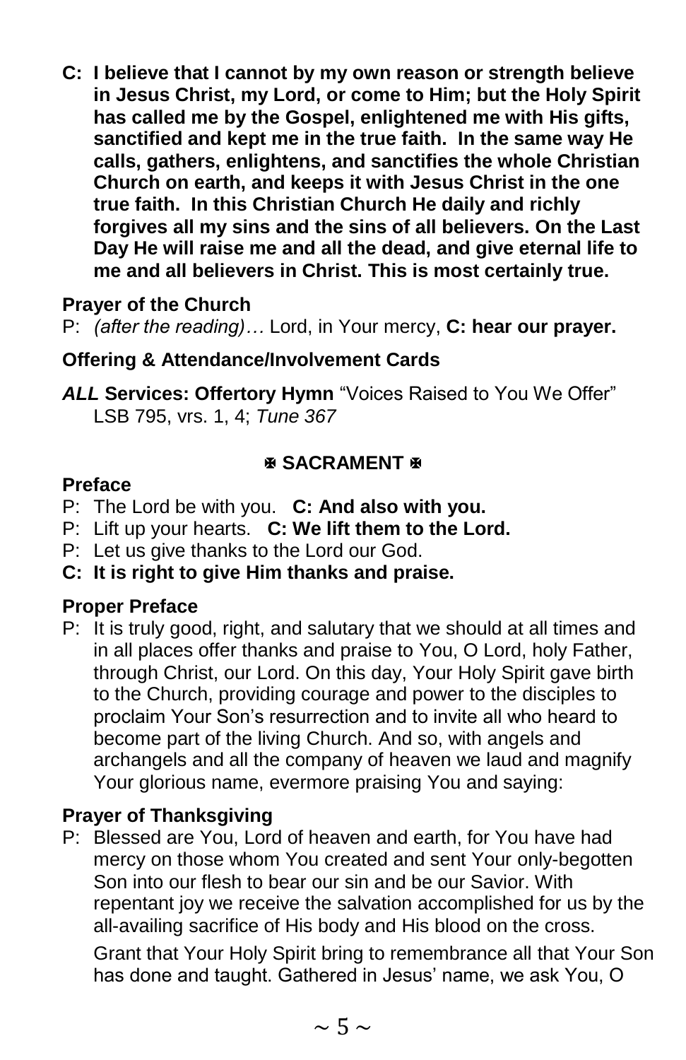**C: I believe that I cannot by my own reason or strength believe in Jesus Christ, my Lord, or come to Him; but the Holy Spirit has called me by the Gospel, enlightened me with His gifts, sanctified and kept me in the true faith. In the same way He calls, gathers, enlightens, and sanctifies the whole Christian Church on earth, and keeps it with Jesus Christ in the one true faith. In this Christian Church He daily and richly forgives all my sins and the sins of all believers. On the Last Day He will raise me and all the dead, and give eternal life to me and all believers in Christ. This is most certainly true.**

**Prayer of the Church**

P: *(after the reading)…* Lord, in Your mercy, **C: hear our prayer.**

**Offering & Attendance/Involvement Cards**

***ALL* Services: Offertory Hymn** "Voices Raised to You We Offer" LSB 795, vrs. 1, 4; *Tune 367*

**✠ SACRAMENT ✠**

**Preface**

P: The Lord be with you. **C: And also with you.**

P: Lift up your hearts. **C: We lift them to the Lord.**

P: Let us give thanks to the Lord our God.

**C: It is right to give Him thanks and praise.**

**Proper Preface**

P: It is truly good, right, and salutary that we should at all times and in all places offer thanks and praise to You, O Lord, holy Father, through Christ, our Lord. On this day, Your Holy Spirit gave birth to the Church, providing courage and power to the disciples to proclaim Your Son's resurrection and to invite all who heard to become part of the living Church. And so, with angels and archangels and all the company of heaven we laud and magnify Your glorious name, evermore praising You and saying:

**Prayer of Thanksgiving**

P: Blessed are You, Lord of heaven and earth, for You have had mercy on those whom You created and sent Your only-begotten Son into our flesh to bear our sin and be our Savior. With repentant joy we receive the salvation accomplished for us by the all-availing sacrifice of His body and His blood on the cross.

Grant that Your Holy Spirit bring to remembrance all that Your Son has done and taught. Gathered in Jesus' name, we ask You, O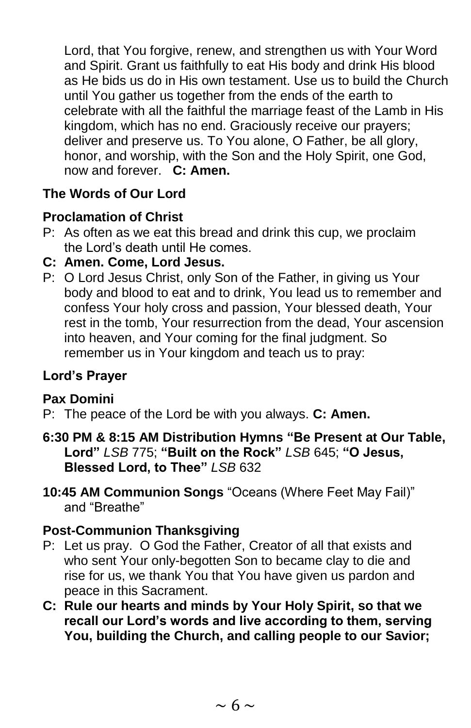Lord, that You forgive, renew, and strengthen us with Your Word and Spirit. Grant us faithfully to eat His body and drink His blood as He bids us do in His own testament. Use us to build the Church until You gather us together from the ends of the earth to celebrate with all the faithful the marriage feast of the Lamb in His kingdom, which has no end. Graciously receive our prayers; deliver and preserve us. To You alone, O Father, be all glory, honor, and worship, with the Son and the Holy Spirit, one God, now and forever. **C: Amen.**

**The Words of Our Lord**

**Proclamation of Christ**

P: As often as we eat this bread and drink this cup, we proclaim the Lord's death until He comes.

**C: Amen. Come, Lord Jesus.**

P: O Lord Jesus Christ, only Son of the Father, in giving us Your body and blood to eat and to drink, You lead us to remember and confess Your holy cross and passion, Your blessed death, Your rest in the tomb, Your resurrection from the dead, Your ascension into heaven, and Your coming for the final judgment. So remember us in Your kingdom and teach us to pray:

**Lord's Prayer**

**Pax Domini**

P: The peace of the Lord be with you always. **C: Amen.**

**6:30 PM & 8:15 AM Distribution Hymns "Be Present at Our Table, Lord"** *LSB* 775; **"Built on the Rock"** *LSB* 645; **"O Jesus, Blessed Lord, to Thee"** *LSB* 632

**10:45 AM Communion Songs** "Oceans (Where Feet May Fail)" and "Breathe"

**Post-Communion Thanksgiving**

P: Let us pray. O God the Father, Creator of all that exists and who sent Your only-begotten Son to became clay to die and rise for us, we thank You that You have given us pardon and peace in this Sacrament.

**C: Rule our hearts and minds by Your Holy Spirit, so that we recall our Lord's words and live according to them, serving You, building the Church, and calling people to our Savior;**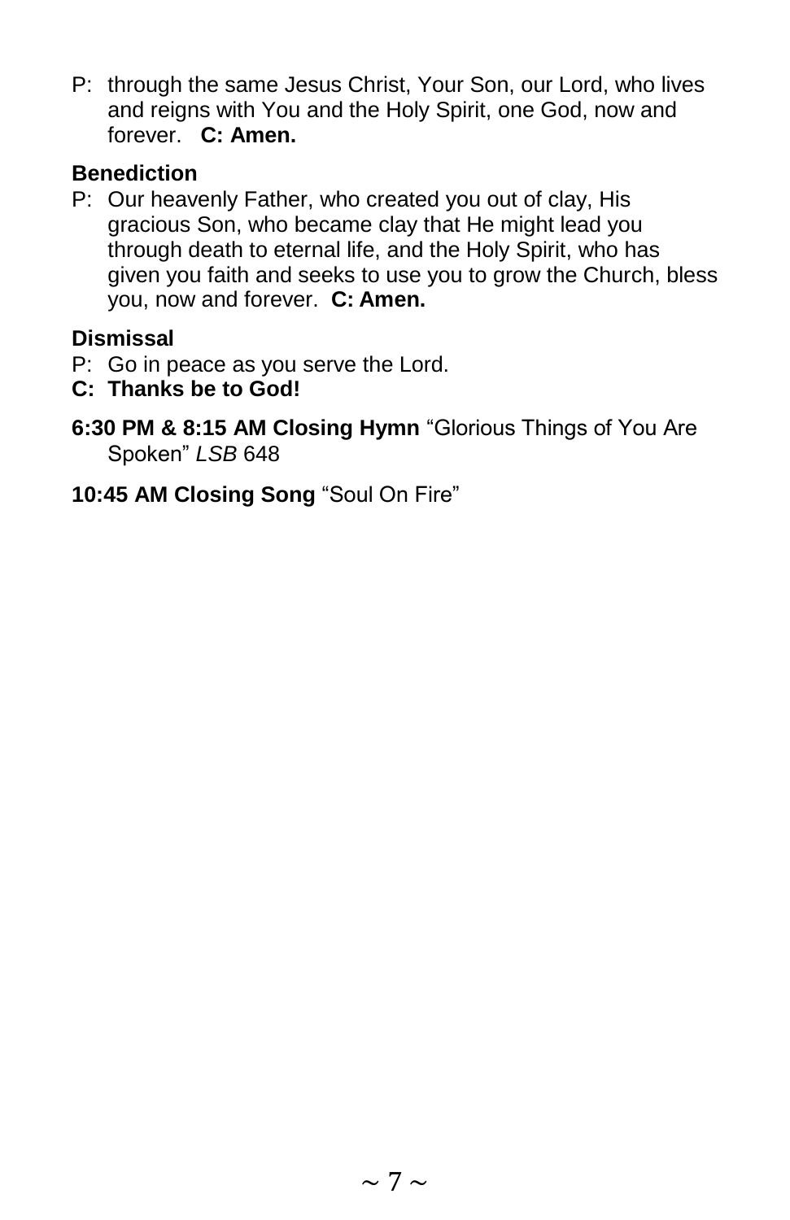P: through the same Jesus Christ, Your Son, our Lord, who lives and reigns with You and the Holy Spirit, one God, now and forever. **C: Amen.**

**Benediction**

P: Our heavenly Father, who created you out of clay, His gracious Son, who became clay that He might lead you through death to eternal life, and the Holy Spirit, who has given you faith and seeks to use you to grow the Church, bless you, now and forever. **C: Amen.**

**Dismissal**

P: Go in peace as you serve the Lord.

**C: Thanks be to God!**

**6:30 PM & 8:15 AM Closing Hymn** "Glorious Things of You Are Spoken" *LSB* 648

**10:45 AM Closing Song** "Soul On Fire"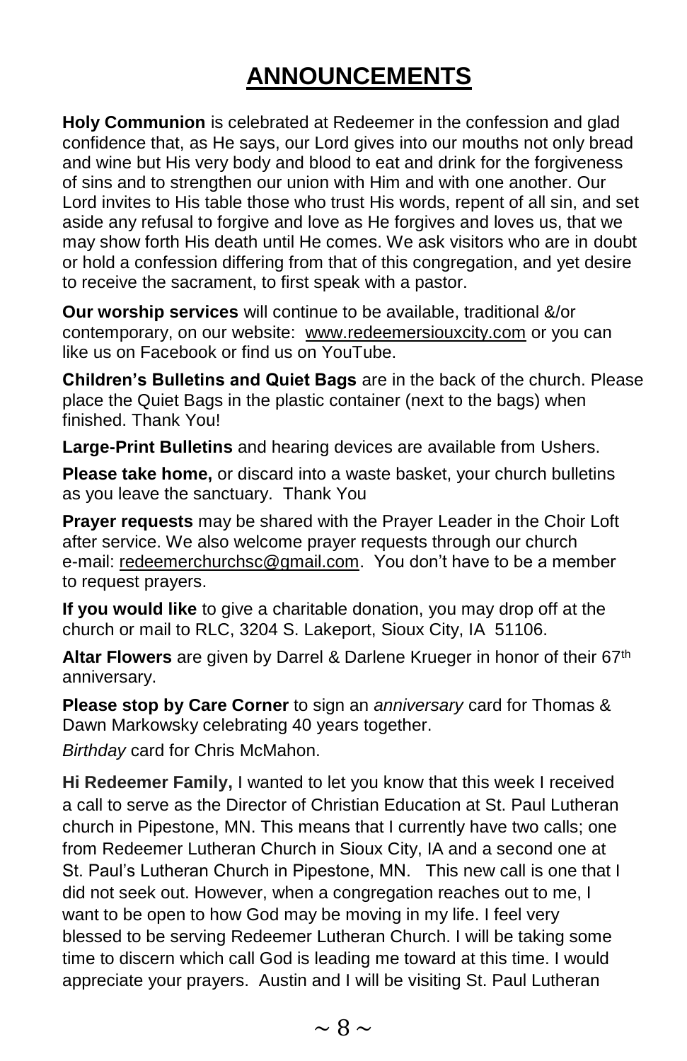# ANNOUNCEMENTS

**Holy Communion** is celebrated at Redeemer in the confession and glad confidence that, as He says, our Lord gives into our mouths not only bread and wine but His very body and blood to eat and drink for the forgiveness of sins and to strengthen our union with Him and with one another. Our Lord invites to His table those who trust His words, repent of all sin, and set aside any refusal to forgive and love as He forgives and loves us, that we may show forth His death until He comes. We ask visitors who are in doubt or hold a confession differing from that of this congregation, and yet desire to receive the sacrament, to first speak with a pastor.

**Our worship services** will continue to be available, traditional &/or contemporary, on our website: www.redeemersiouxcity.com or you can like us on Facebook or find us on YouTube.

**Children's Bulletins and Quiet Bags** are in the back of the church. Please place the Quiet Bags in the plastic container (next to the bags) when finished. Thank You!

**Large-Print Bulletins** and hearing devices are available from Ushers.

**Please take home,** or discard into a waste basket, your church bulletins as you leave the sanctuary. Thank You

**Prayer requests** may be shared with the Prayer Leader in the Choir Loft after service. We also welcome prayer requests through our church e-mail: redeemerchurchsc@gmail.com. You don't have to be a member to request prayers.

**If you would like** to give a charitable donation, you may drop off at the church or mail to RLC, 3204 S. Lakeport, Sioux City, IA 51106.

**Altar Flowers** are given by Darrel & Darlene Krueger in honor of their 67th anniversary.

**Please stop by Care Corner** to sign an *anniversary* card for Thomas & Dawn Markowsky celebrating 40 years together.

*Birthday* card for Chris McMahon.

**Hi Redeemer Family,** I wanted to let you know that this week I received a call to serve as the Director of Christian Education at St. Paul Lutheran church in Pipestone, MN. This means that I currently have two calls; one from Redeemer Lutheran Church in Sioux City, IA and a second one at St. Paul's Lutheran Church in Pipestone, MN. This new call is one that I did not seek out. However, when a congregation reaches out to me, I want to be open to how God may be moving in my life. I feel very blessed to be serving Redeemer Lutheran Church. I will be taking some time to discern which call God is leading me toward at this time. I would appreciate your prayers. Austin and I will be visiting St. Paul Lutheran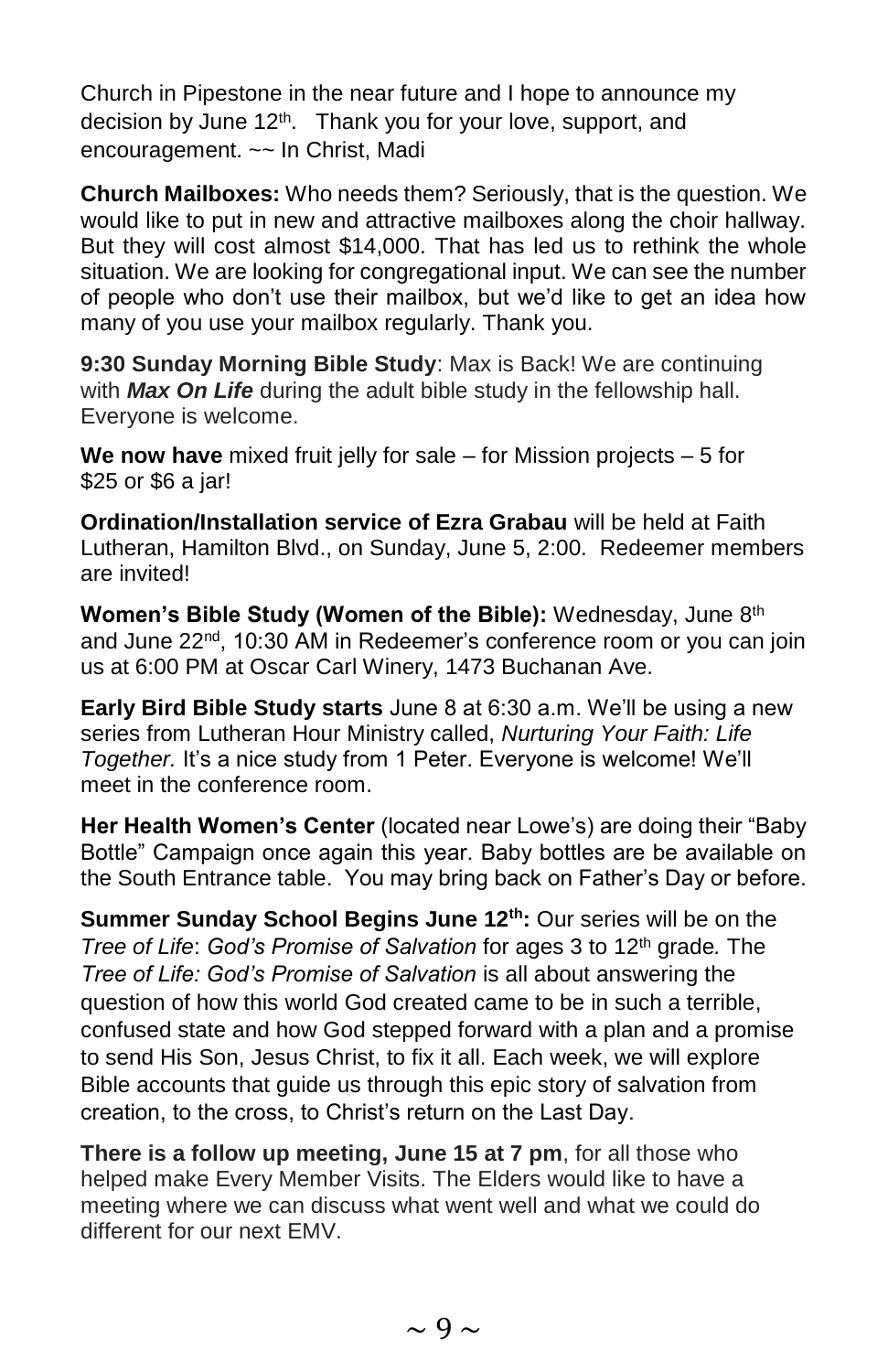Church in Pipestone in the near future and I hope to announce my decision by June 12th. Thank you for your love, support, and encouragement. ~~ In Christ, Madi

**Church Mailboxes:** Who needs them? Seriously, that is the question. We would like to put in new and attractive mailboxes along the choir hallway. But they will cost almost $14,000. That has led us to rethink the whole situation. We are looking for congregational input. We can see the number of people who don't use their mailbox, but we'd like to get an idea how many of you use your mailbox regularly. Thank you.

**9:30 Sunday Morning Bible Study**: Max is Back! We are continuing with ***Max On Life*** during the adult bible study in the fellowship hall. Everyone is welcome.

**We now have** mixed fruit jelly for sale – for Mission projects – 5 for $25 or $6 a jar!

**Ordination/Installation service of Ezra Grabau** will be held at Faith Lutheran, Hamilton Blvd., on Sunday, June 5, 2:00. Redeemer members are invited!

**Women's Bible Study (Women of the Bible):** Wednesday, June 8th and June 22nd, 10:30 AM in Redeemer's conference room or you can join us at 6:00 PM at Oscar Carl Winery, 1473 Buchanan Ave.

**Early Bird Bible Study starts** June 8 at 6:30 a.m. We'll be using a new series from Lutheran Hour Ministry called, *Nurturing Your Faith: Life Together.* It's a nice study from 1 Peter. Everyone is welcome! We'll meet in the conference room.

**Her Health Women's Center** (located near Lowe's) are doing their "Baby Bottle" Campaign once again this year. Baby bottles are be available on the South Entrance table. You may bring back on Father's Day or before.

**Summer Sunday School Begins June 12th:** Our series will be on the *Tree of Life*: *God's Promise of Salvation* for ages 3 to 12th grade*.* The *Tree of Life: God's Promise of Salvation* is all about answering the question of how this world God created came to be in such a terrible, confused state and how God stepped forward with a plan and a promise to send His Son, Jesus Christ, to fix it all. Each week, we will explore Bible accounts that guide us through this epic story of salvation from creation, to the cross, to Christ's return on the Last Day.

**There is a follow up meeting, June 15 at 7 pm**, for all those who helped make Every Member Visits. The Elders would like to have a meeting where we can discuss what went well and what we could do different for our next EMV.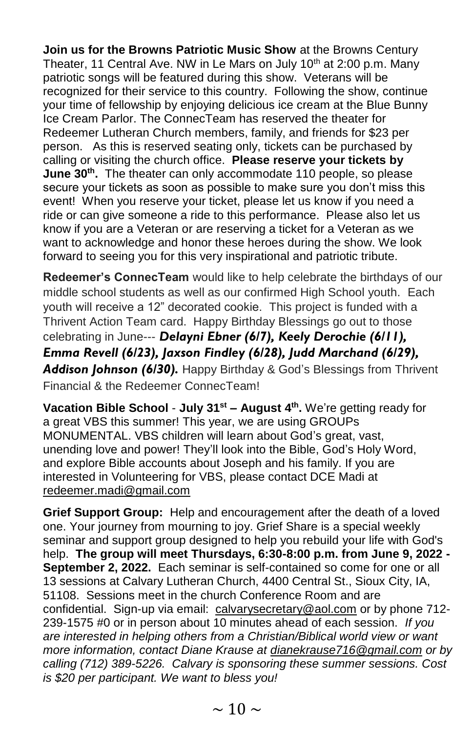**Join us for the Browns Patriotic Music Show** at the Browns Century Theater, 11 Central Ave. NW in Le Mars on July 10th at 2:00 p.m. Many patriotic songs will be featured during this show. Veterans will be recognized for their service to this country. Following the show, continue your time of fellowship by enjoying delicious ice cream at the Blue Bunny Ice Cream Parlor. The ConnecTeam has reserved the theater for Redeemer Lutheran Church members, family, and friends for $23 per person. As this is reserved seating only, tickets can be purchased by calling or visiting the church office. **Please reserve your tickets by June 30th.** The theater can only accommodate 110 people, so please secure your tickets as soon as possible to make sure you don't miss this event! When you reserve your ticket, please let us know if you need a ride or can give someone a ride to this performance. Please also let us know if you are a Veteran or are reserving a ticket for a Veteran as we want to acknowledge and honor these heroes during the show. We look forward to seeing you for this very inspirational and patriotic tribute.

**Redeemer's ConnecTeam** would like to help celebrate the birthdays of our middle school students as well as our confirmed High School youth. Each youth will receive a 12" decorated cookie. This project is funded with a Thrivent Action Team card. Happy Birthday Blessings go out to those celebrating in June--- ***Delayni Ebner (6/7), Keely Derochie (6/11), Emma Revell (6/23), Jaxson Findley (6/28), Judd Marchand (6/29), Addison Johnson (6/30).*** Happy Birthday & God's Blessings from Thrivent Financial & the Redeemer ConnecTeam!

**Vacation Bible School** - **July 31st – August 4th.** We're getting ready for a great VBS this summer! This year, we are using GROUPs MONUMENTAL. VBS children will learn about God's great, vast, unending love and power! They'll look into the Bible, God's Holy Word, and explore Bible accounts about Joseph and his family. If you are interested in Volunteering for VBS, please contact DCE Madi at redeemer.madi@gmail.com

**Grief Support Group:** Help and encouragement after the death of a loved one. Your journey from mourning to joy. Grief Share is a special weekly seminar and support group designed to help you rebuild your life with God's help. **The group will meet Thursdays, 6:30-8:00 p.m. from June 9, 2022 - September 2, 2022.** Each seminar is self-contained so come for one or all 13 sessions at Calvary Lutheran Church, 4400 Central St., Sioux City, IA, 51108. Sessions meet in the church Conference Room and are confidential. Sign-up via email: calvarysecretary@aol.com or by phone 712-239-1575 #0 or in person about 10 minutes ahead of each session. *If you are interested in helping others from a Christian/Biblical world view or want more information, contact Diane Krause at dianekrause716@gmail.com or by calling (712) 389-5226. Calvary is sponsoring these summer sessions. Cost is $20 per participant. We want to bless you!*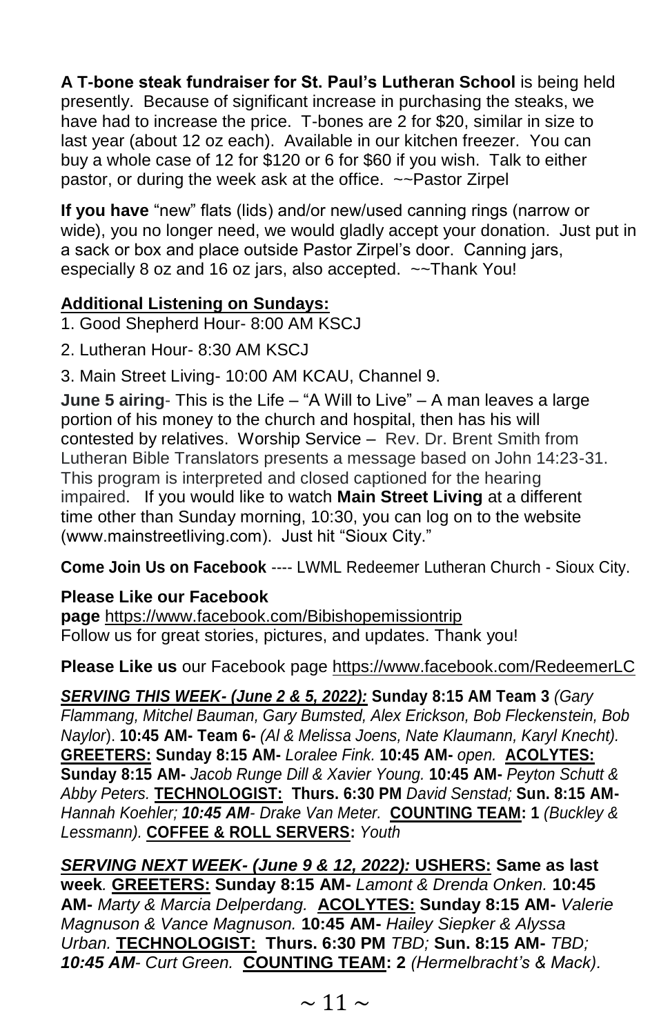**A T-bone steak fundraiser for St. Paul's Lutheran School** is being held presently. Because of significant increase in purchasing the steaks, we have had to increase the price. T-bones are 2 for $20, similar in size to last year (about 12 oz each). Available in our kitchen freezer. You can buy a whole case of 12 for $120 or 6 for $60 if you wish. Talk to either pastor, or during the week ask at the office. ~~Pastor Zirpel

**If you have** "new" flats (lids) and/or new/used canning rings (narrow or wide), you no longer need, we would gladly accept your donation. Just put in a sack or box and place outside Pastor Zirpel's door. Canning jars, especially 8 oz and 16 oz jars, also accepted. ~~Thank You!

**Additional Listening on Sundays:**

1. Good Shepherd Hour- 8:00 AM KSCJ
2. Lutheran Hour- 8:30 AM KSCJ
3. Main Street Living- 10:00 AM KCAU, Channel 9.

**June 5 airing**- This is the Life – "A Will to Live" – A man leaves a large portion of his money to the church and hospital, then has his will contested by relatives. Worship Service – Rev. Dr. Brent Smith from Lutheran Bible Translators presents a message based on John 14:23-31. This program is interpreted and closed captioned for the hearing impaired. If you would like to watch **Main Street Living** at a different time other than Sunday morning, 10:30, you can log on to the website (www.mainstreetliving.com). Just hit "Sioux City."

**Come Join Us on Facebook** ---- LWML Redeemer Lutheran Church - Sioux City.

**Please Like our Facebook page** https://www.facebook.com/Bibishopemissiontrip
Follow us for great stories, pictures, and updates. Thank you!

**Please Like us** our Facebook page https://www.facebook.com/RedeemerLC

***SERVING THIS WEEK- (June 2 & 5, 2022):*** **Sunday 8:15 AM Team 3** *(Gary Flammang, Mitchel Bauman, Gary Bumsted, Alex Erickson, Bob Fleckenstein, Bob Naylor*). **10:45 AM- Team 6-** *(Al & Melissa Joens, Nate Klaumann, Karyl Knecht).* **GREETERS: Sunday 8:15 AM-** *Loralee Fink.* **10:45 AM-** *open.* **ACOLYTES: Sunday 8:15 AM-** *Jacob Runge Dill & Xavier Young.* **10:45 AM-** *Peyton Schutt & Abby Peters.* **TECHNOLOGIST: Thurs. 6:30 PM** *David Senstad;* **Sun. 8:15 AM-** *Hannah Koehler;* ***10:45 AM****- Drake Van Meter.* **COUNTING TEAM: 1** *(Buckley & Lessmann).* **COFFEE & ROLL SERVERS:** *Youth*

***SERVING NEXT WEEK- (June 9 & 12, 2022):*** **USHERS: Same as last week***.* **GREETERS: Sunday 8:15 AM-** *Lamont & Drenda Onken.* **10:45 AM-** *Marty & Marcia Delperdang.* **ACOLYTES: Sunday 8:15 AM-** *Valerie Magnuson & Vance Magnuson.* **10:45 AM-** *Hailey Siepker & Alyssa Urban.* **TECHNOLOGIST: Thurs. 6:30 PM** *TBD;* **Sun. 8:15 AM-** *TBD;* ***10:45 AM****- Curt Green.* **COUNTING TEAM: 2** *(Hermelbracht's & Mack).*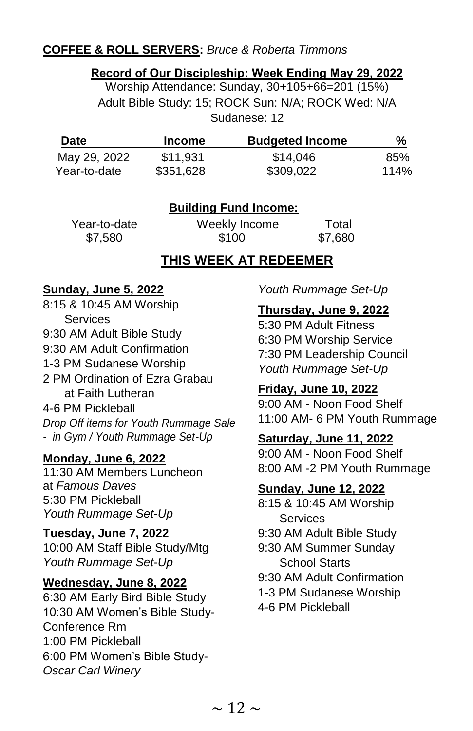**COFFEE & ROLL SERVERS:** *Bruce & Roberta Timmons*

**Record of Our Discipleship: Week Ending May 29, 2022**

Worship Attendance: Sunday, 30+105+66=201 (15%)

Adult Bible Study: 15; ROCK Sun: N/A; ROCK Wed: N/A

Sudanese: 12

| Date | Income | Budgeted Income | % |
|---|---|---|---|
| May 29, 2022 | $11,931 | $14,046 | 85% |
| Year-to-date | $351,628 | $309,022 | 114% |

**Building Fund Income:**

| Year-to-date | Weekly Income | Total |
|---|---|---|
| $7,580 | $100 | $7,680 |

## THIS WEEK AT REDEEMER

**Sunday, June 5, 2022**

8:15 & 10:45 AM Worship Services
9:30 AM Adult Bible Study
9:30 AM Adult Confirmation
1-3 PM Sudanese Worship
2 PM Ordination of Ezra Grabau at Faith Lutheran
4-6 PM Pickleball
*Drop Off items for Youth Rummage Sale - in Gym / Youth Rummage Set-Up*

**Monday, June 6, 2022**

11:30 AM Members Luncheon at *Famous Daves*
5:30 PM Pickleball
*Youth Rummage Set-Up*

**Tuesday, June 7, 2022**

10:00 AM Staff Bible Study/Mtg
*Youth Rummage Set-Up*

**Wednesday, June 8, 2022**

6:30 AM Early Bird Bible Study
10:30 AM Women's Bible Study-Conference Rm
1:00 PM Pickleball
6:00 PM Women's Bible Study-*Oscar Carl Winery*
*Youth Rummage Set-Up*

**Thursday, June 9, 2022**

5:30 PM Adult Fitness
6:30 PM Worship Service
7:30 PM Leadership Council
*Youth Rummage Set-Up*

**Friday, June 10, 2022**

9:00 AM - Noon Food Shelf
11:00 AM- 6 PM Youth Rummage

**Saturday, June 11, 2022**

9:00 AM - Noon Food Shelf
8:00 AM -2 PM Youth Rummage

**Sunday, June 12, 2022**

8:15 & 10:45 AM Worship Services
9:30 AM Adult Bible Study
9:30 AM Summer Sunday School Starts
9:30 AM Adult Confirmation
1-3 PM Sudanese Worship
4-6 PM Pickleball